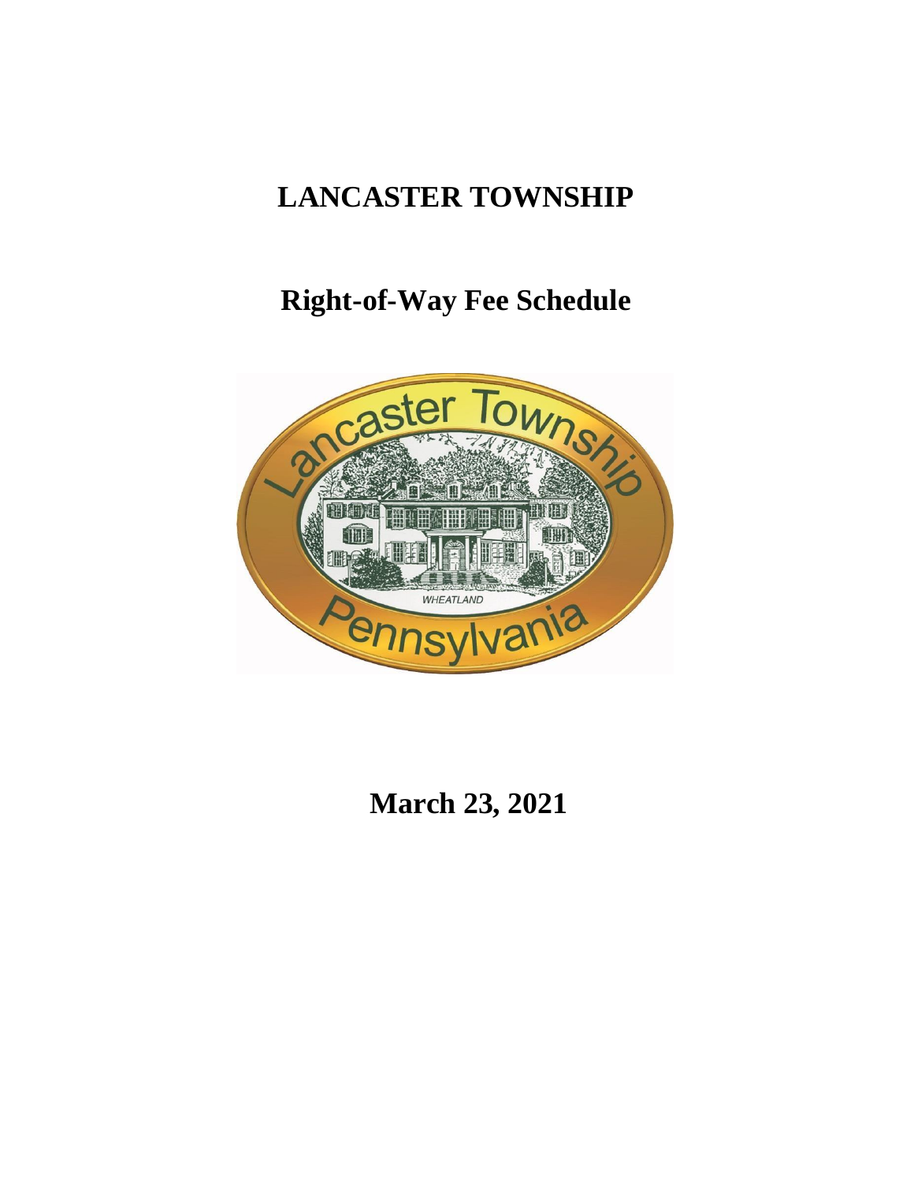# LANCASTER TOWNSHIP

## Right-of-Way Fee Schedule

**March 23, 2021**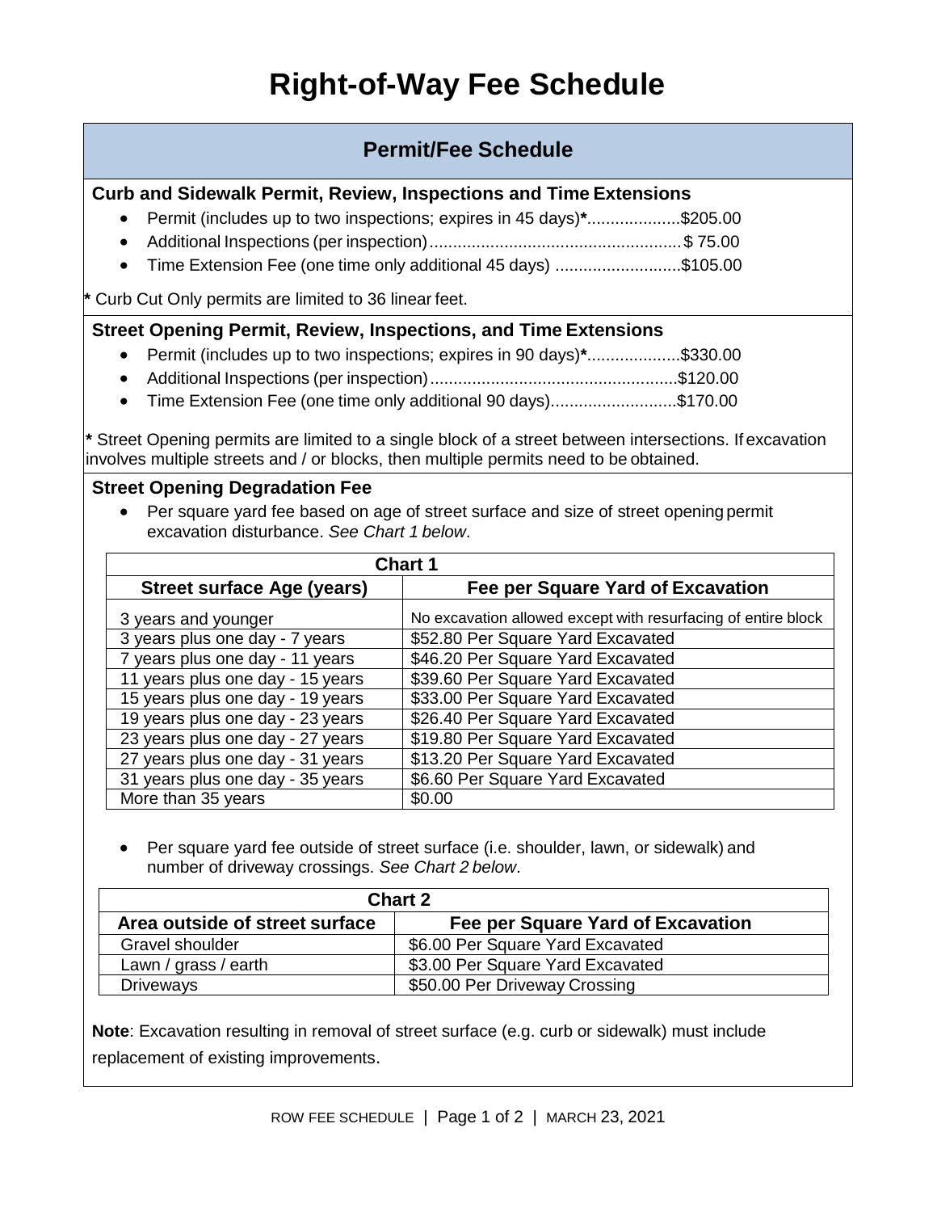# Right-of-Way Fee Schedule

## Permit/Fee Schedule

### Curb and Sidewalk Permit, Review, Inspections and Time Extensions

- Permit (includes up to two inspections; expires in 45 days)*....................$205.00
- Additional Inspections (per inspection).....................................................$ 75.00
- Time Extension Fee (one time only additional 45 days) ...........................$105.00

* Curb Cut Only permits are limited to 36 linear feet.

### Street Opening Permit, Review, Inspections, and Time Extensions

- Permit (includes up to two inspections; expires in 90 days)*....................$330.00
- Additional Inspections (per inspection).....................................................$120.00
- Time Extension Fee (one time only additional 90 days)...........................$170.00

* Street Opening permits are limited to a single block of a street between intersections. If excavation involves multiple streets and / or blocks, then multiple permits need to be obtained.

### Street Opening Degradation Fee

- Per square yard fee based on age of street surface and size of street opening permit excavation disturbance. *See Chart 1 below*.

| Chart 1 | |
|---|---|
| **Street surface Age (years)** | **Fee per Square Yard of Excavation** |
| 3 years and younger | No excavation allowed except with resurfacing of entire block |
| 3 years plus one day - 7 years | $52.80 Per Square Yard Excavated |
| 7 years plus one day - 11 years | $46.20 Per Square Yard Excavated |
| 11 years plus one day - 15 years | $39.60 Per Square Yard Excavated |
| 15 years plus one day - 19 years | $33.00 Per Square Yard Excavated |
| 19 years plus one day - 23 years | $26.40 Per Square Yard Excavated |
| 23 years plus one day - 27 years | $19.80 Per Square Yard Excavated |
| 27 years plus one day - 31 years | $13.20 Per Square Yard Excavated |
| 31 years plus one day - 35 years | $6.60 Per Square Yard Excavated |
| More than 35 years | $0.00 |

- Per square yard fee outside of street surface (i.e. shoulder, lawn, or sidewalk) and number of driveway crossings. *See Chart 2 below*.

| Chart 2 | |
|---|---|
| **Area outside of street surface** | **Fee per Square Yard of Excavation** |
| Gravel shoulder | $6.00 Per Square Yard Excavated |
| Lawn / grass / earth | $3.00 Per Square Yard Excavated |
| Driveways | $50.00 Per Driveway Crossing |

**Note**: Excavation resulting in removal of street surface (e.g. curb or sidewalk) must include replacement of existing improvements.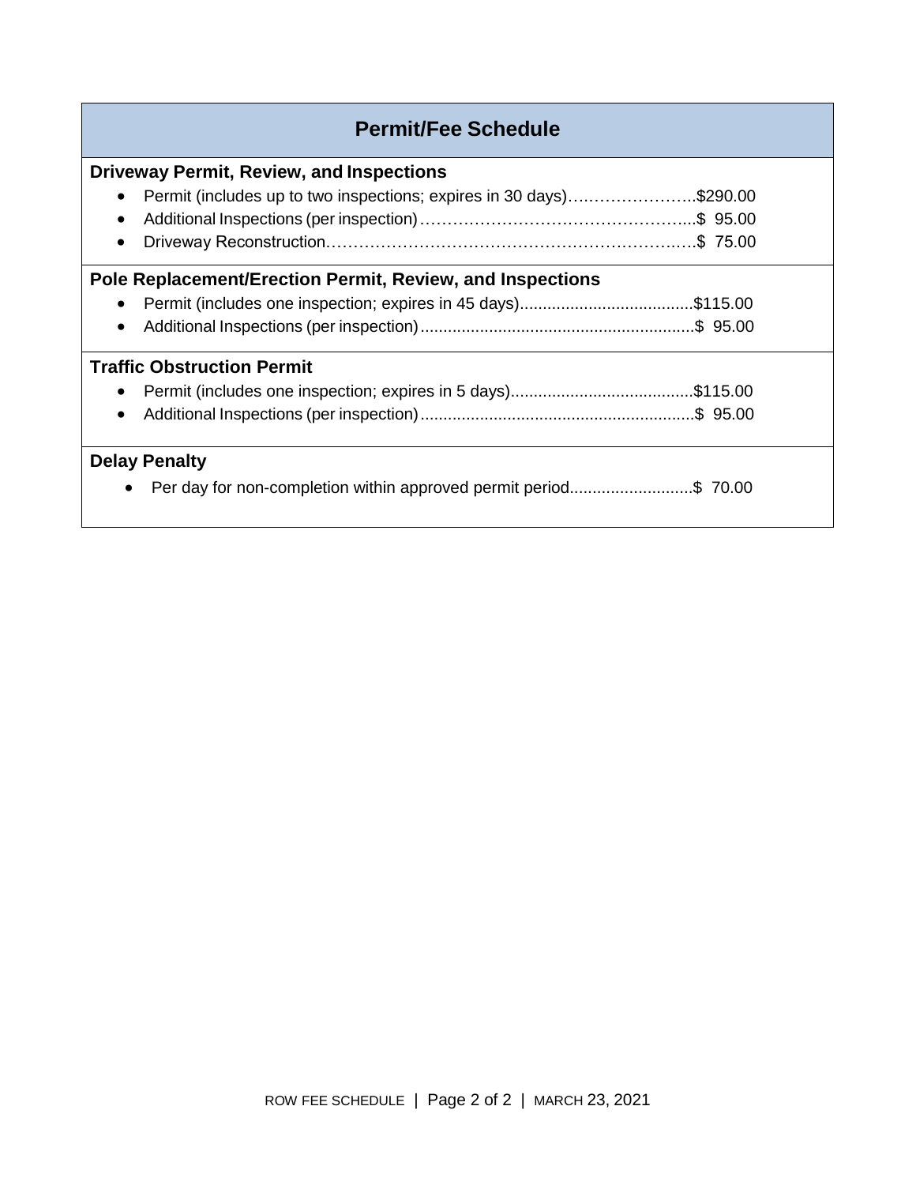## Permit/Fee Schedule

### Driveway Permit, Review, and Inspections

- Permit (includes up to two inspections; expires in 30 days)……………………..$290.00
- Additional Inspections (per inspection)…………………………………………...$ 95.00
- Driveway Reconstruction……………………………………………………….….$ 75.00

### Pole Replacement/Erection Permit, Review, and Inspections

- Permit (includes one inspection; expires in 45 days)......................................$115.00
- Additional Inspections (per inspection)...........................................................$ 95.00

### Traffic Obstruction Permit

- Permit (includes one inspection; expires in 5 days)........................................$115.00
- Additional Inspections (per inspection)...........................................................$ 95.00

### Delay Penalty

- Per day for non-completion within approved permit period...........................$ 70.00